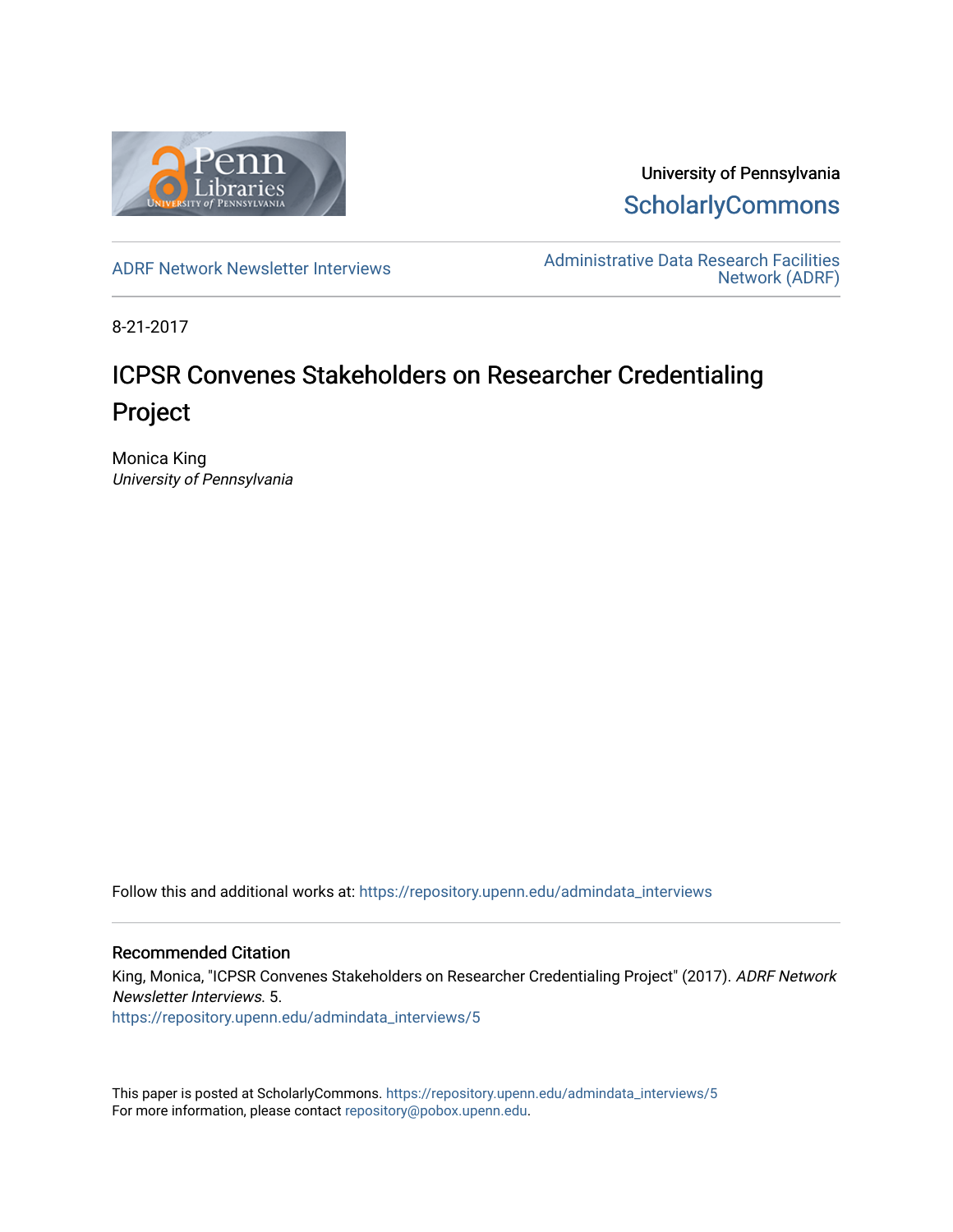University of Pennsylvania
ScholarlyCommons

ADRF Network Newsletter Interviews

Administrative Data Research Facilities Network (ADRF)

8-21-2017

# ICPSR Convenes Stakeholders on Researcher Credentialing Project

Monica King
*University of Pennsylvania*

Follow this and additional works at: https://repository.upenn.edu/admindata_interviews

## Recommended Citation

King, Monica, "ICPSR Convenes Stakeholders on Researcher Credentialing Project" (2017). *ADRF Network Newsletter Interviews*. 5.
https://repository.upenn.edu/admindata_interviews/5

This paper is posted at ScholarlyCommons. https://repository.upenn.edu/admindata_interviews/5
For more information, please contact repository@pobox.upenn.edu.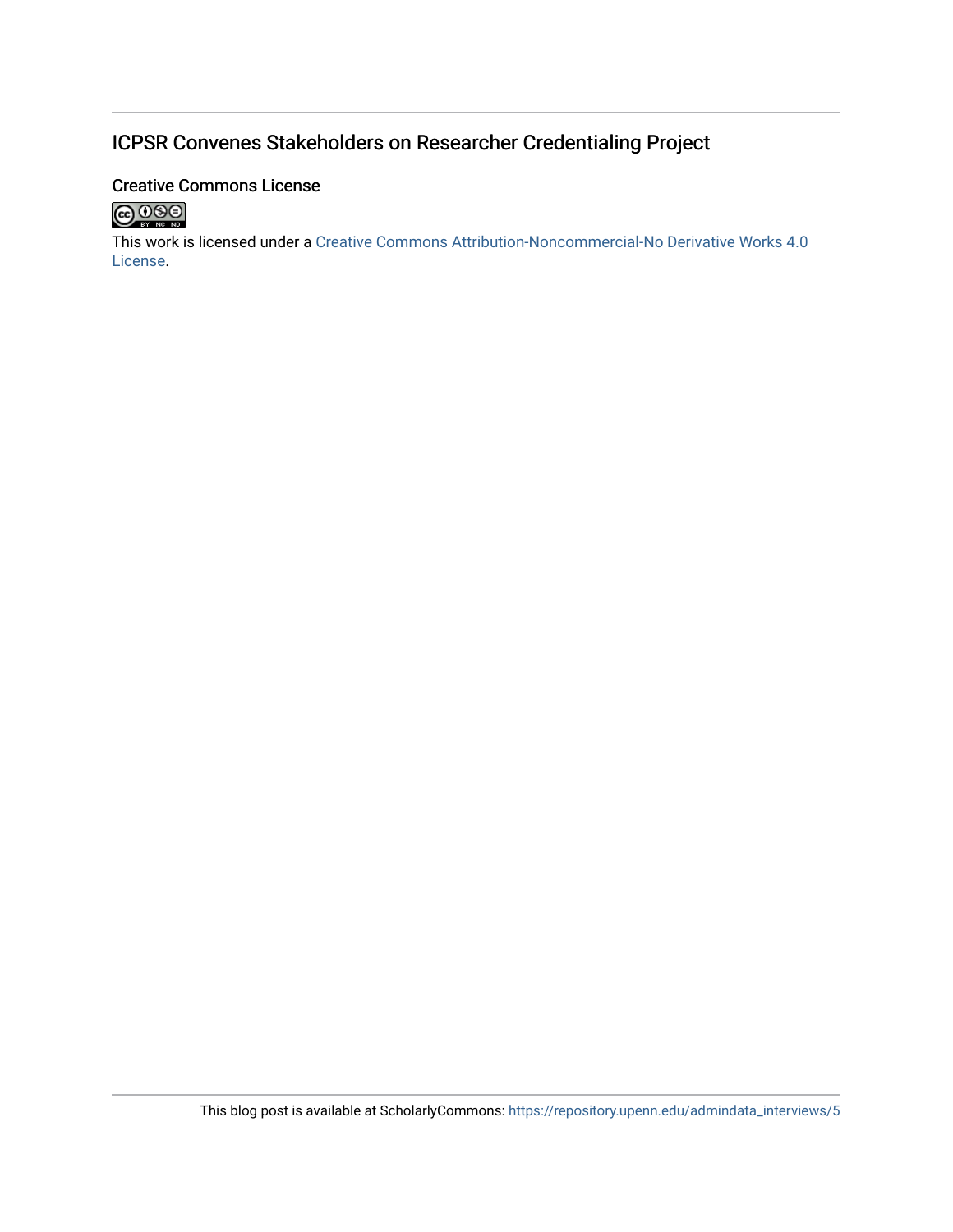# ICPSR Convenes Stakeholders on Researcher Credentialing Project

## Creative Commons License

This work is licensed under a Creative Commons Attribution-Noncommercial-No Derivative Works 4.0 License.

This blog post is available at ScholarlyCommons: https://repository.upenn.edu/admindata_interviews/5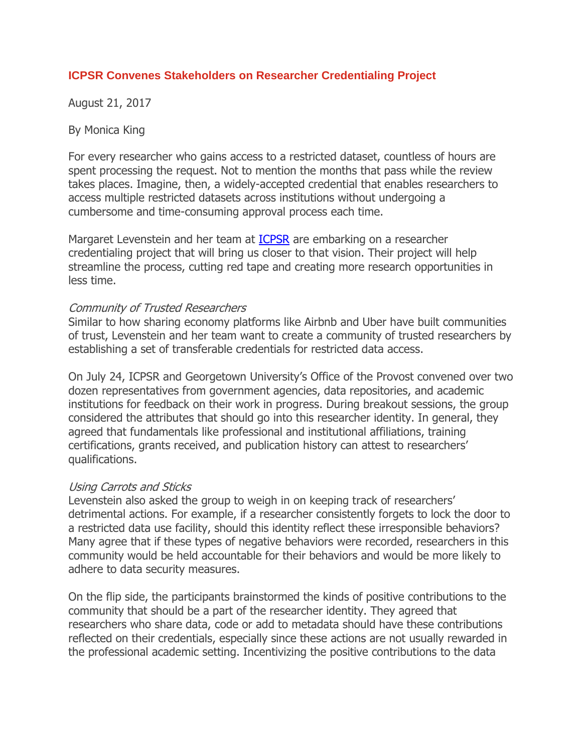## ICPSR Convenes Stakeholders on Researcher Credentialing Project

August 21, 2017

By Monica King

For every researcher who gains access to a restricted dataset, countless of hours are spent processing the request. Not to mention the months that pass while the review takes places. Imagine, then, a widely-accepted credential that enables researchers to access multiple restricted datasets across institutions without undergoing a cumbersome and time-consuming approval process each time.

Margaret Levenstein and her team at [ICPSR] are embarking on a researcher credentialing project that will bring us closer to that vision. Their project will help streamline the process, cutting red tape and creating more research opportunities in less time.

*Community of Trusted Researchers*
Similar to how sharing economy platforms like Airbnb and Uber have built communities of trust, Levenstein and her team want to create a community of trusted researchers by establishing a set of transferable credentials for restricted data access.

On July 24, ICPSR and Georgetown University's Office of the Provost convened over two dozen representatives from government agencies, data repositories, and academic institutions for feedback on their work in progress. During breakout sessions, the group considered the attributes that should go into this researcher identity. In general, they agreed that fundamentals like professional and institutional affiliations, training certifications, grants received, and publication history can attest to researchers' qualifications.

*Using Carrots and Sticks*
Levenstein also asked the group to weigh in on keeping track of researchers' detrimental actions. For example, if a researcher consistently forgets to lock the door to a restricted data use facility, should this identity reflect these irresponsible behaviors? Many agree that if these types of negative behaviors were recorded, researchers in this community would be held accountable for their behaviors and would be more likely to adhere to data security measures.

On the flip side, the participants brainstormed the kinds of positive contributions to the community that should be a part of the researcher identity. They agreed that researchers who share data, code or add to metadata should have these contributions reflected on their credentials, especially since these actions are not usually rewarded in the professional academic setting. Incentivizing the positive contributions to the data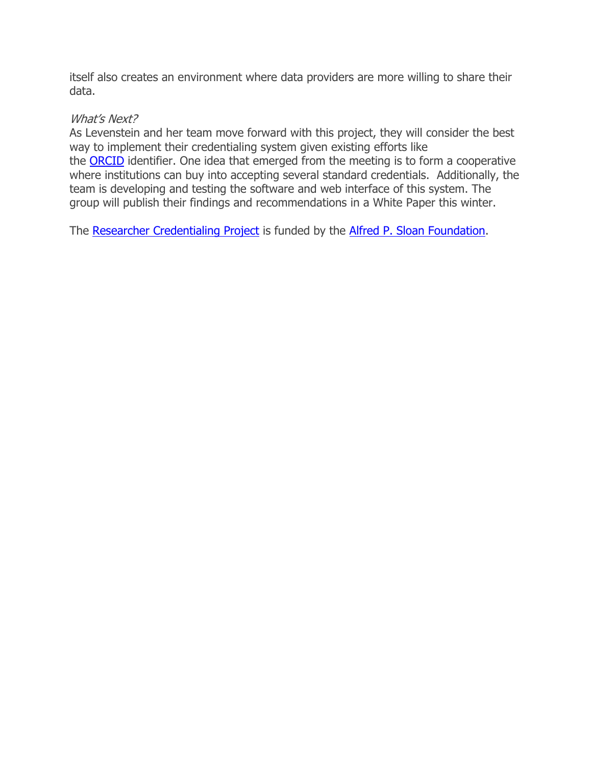itself also creates an environment where data providers are more willing to share their data.

*What's Next?*

As Levenstein and her team move forward with this project, they will consider the best way to implement their credentialing system given existing efforts like the ORCID identifier. One idea that emerged from the meeting is to form a cooperative where institutions can buy into accepting several standard credentials. Additionally, the team is developing and testing the software and web interface of this system. The group will publish their findings and recommendations in a White Paper this winter.

The Researcher Credentialing Project is funded by the Alfred P. Sloan Foundation.